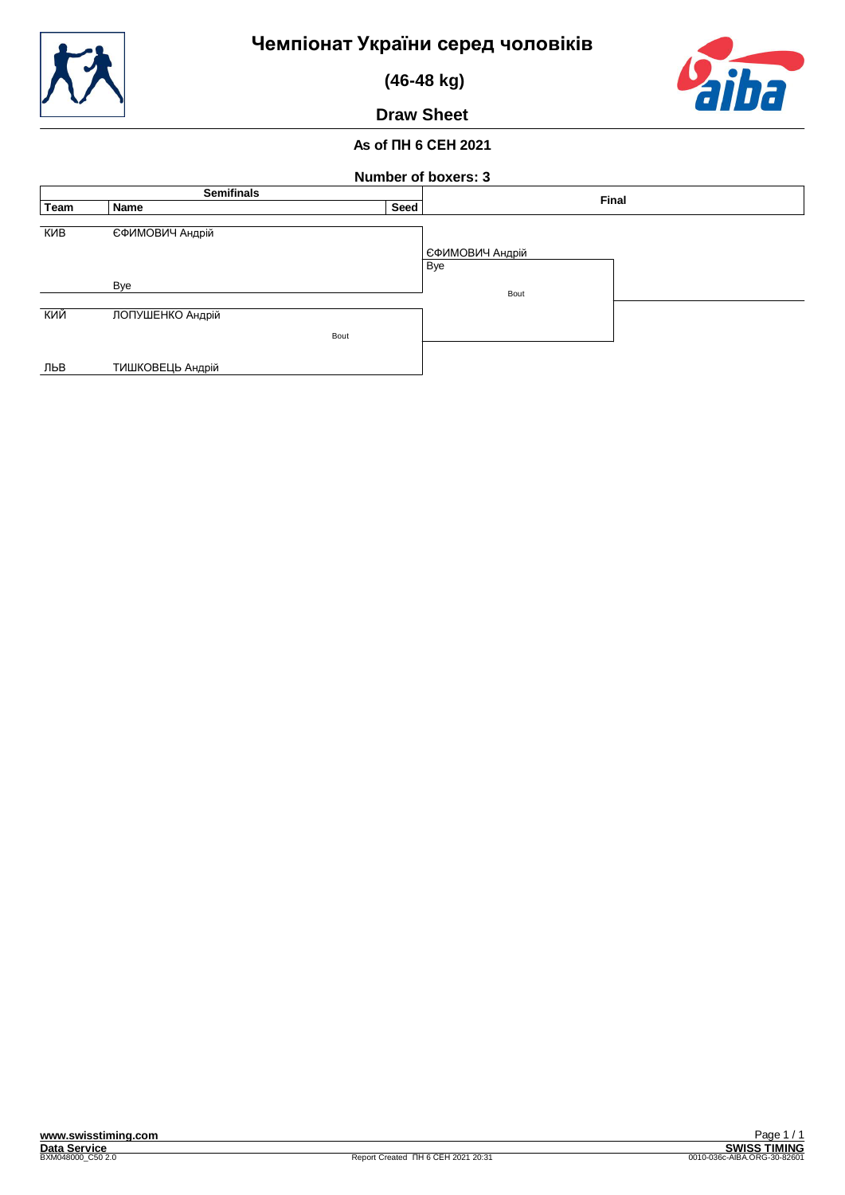# Чемпіонат України серед чоловіків

## (46-48 kg)

## Draw Sheet

### As of ПН 6 СЕН 2021

### Number of boxers: 3

| Team | Name | Seed | Final |
|---|---|---|---|
| КИВ | ЄФИМОВИЧ Андрій | | ЄФИМОВИЧ Андрій |
| | Bye | | Bye |
| | | | Bout |
| КИЙ | ЛОПУШЕНКО Андрій | | |
| | Bout | | |
| ЛЬВ | ТИШКОВЕЦЬ Андрій | | |

www.swisstiming.com

Data Service

BXM048000_C50 2.0

Report Created ПН 6 СЕН 2021 20:31

SWISS TIMING

0010-036c-AIBA.ORG-30-82601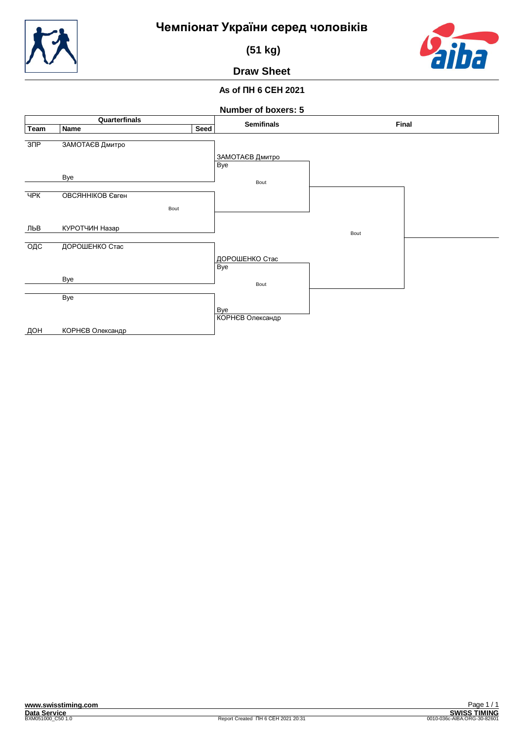# Чемпіонат України серед чоловіків

## (51 kg)

## Draw Sheet

**As of ПН 6 СЕН 2021**

**Number of boxers: 5**

| Team | Name | Seed | Semifinals | Final |
|---|---|---|---|---|
| ЗПР | ЗАМОТАЄВ Дмитро | | ЗАМОТАЄВ Дмитро | |
| | Bye | | Bye | |
| ЧРК | ОВСЯННІКОВ Євген | | Bout | |
| | Bout | | | |
| ЛЬВ | КУРОТЧИН Назар | | | Bout |
| ОДС | ДОРОШЕНКО Стас | | ДОРОШЕНКО Стас | |
| | Bye | | Bye | |
| | Bye | | Bout | |
| ДОН | КОРНЄВ Олександр | | Bye | |
| | | | КОРНЄВ Олександр | |

Report Created ПН 6 СЕН 2021 20:31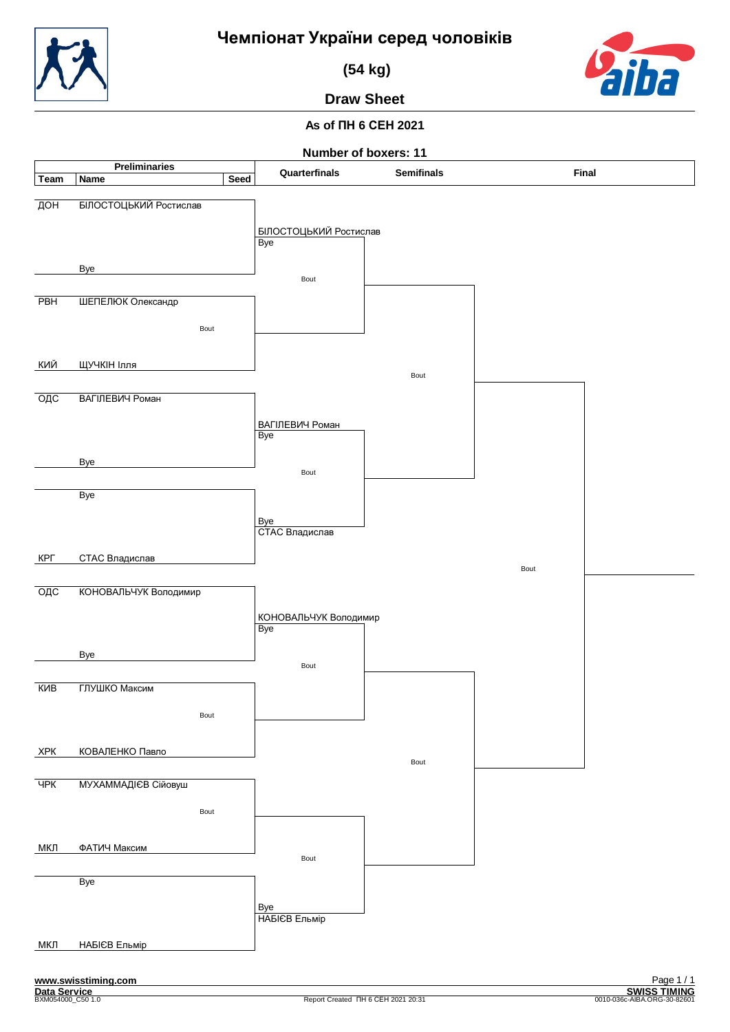# Чемпіонат України серед чоловіків

## (54 kg)

### Draw Sheet

**As of ПН 6 СЕН 2021**

**Number of boxers: 11**

| Team | Name | Seed | Quarterfinals | Semifinals | Final |
|---|---|---|---|---|---|
| ДОН | БІЛОСТОЦЬКИЙ Ростислав | | БІЛОСТОЦЬКИЙ Ростислав / Bye | | |
| | Bye | | Bout | | |
| РВН | ШЕПЕЛЮК Олександр | | | | |
| | Bout | | | | |
| КИЙ | ЩУЧКІН Ілля | | | Bout | |
| ОДС | ВАГІЛЕВИЧ Роман | | ВАГІЛЕВИЧ Роман / Bye | | |
| | Bye | | Bout | | |
| | Bye | | Bye / СТАС Владислав | | |
| КРГ | СТАС Владислав | | | | Bout |
| ОДС | КОНОВАЛЬЧУК Володимир | | КОНОВАЛЬЧУК Володимир / Bye | | |
| | Bye | | Bout | | |
| КИВ | ГЛУШКО Максим | | | | |
| | Bout | | | | |
| ХРК | КОВАЛЕНКО Павло | | | Bout | |
| ЧРК | МУХАММАДІЄВ Сійовуш | | | | |
| | Bout | | | | |
| МКЛ | ФАТИЧ Максим | | Bout | | |
| | Bye | | Bye / НАБІЄВ Ельмір | | |
| МКЛ | НАБІЄВ Ельмір | | | | |

www.swisstiming.com

Data Service

BXM054000_C50 1.0

Report Created ПН 6 СЕН 2021 20:31

SWISS TIMING

0010-036c-AIBA.ORG-30-82601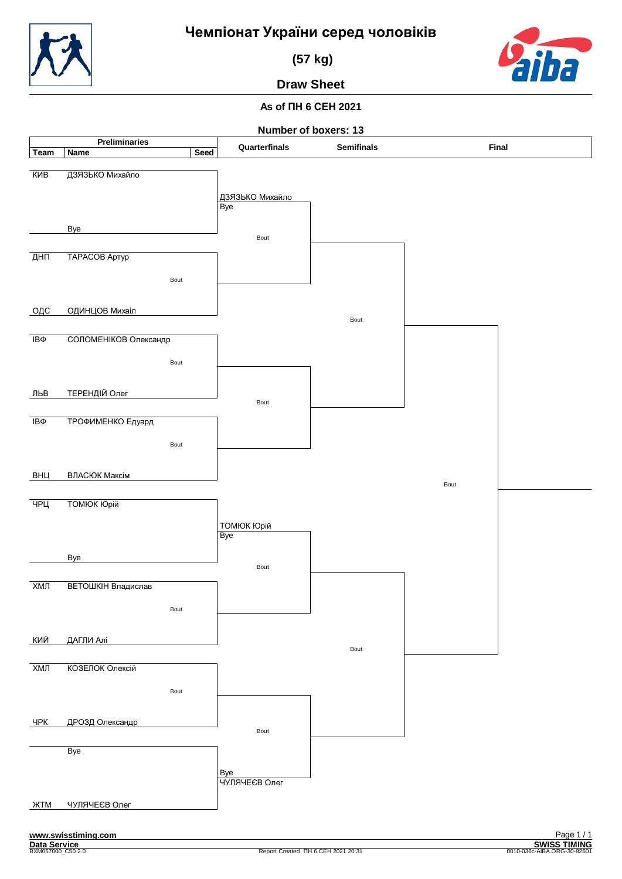# Чемпіонат України серед чоловіків

## (57 kg)

## Draw Sheet

**As of ПН 6 СЕН 2021**

**Number of boxers: 13**

| Team | Name | Seed |
|---|---|---|
| КИВ | ДЗЯЗЬКО Михайло | |
| | Bye | |
| ДНП | ТАРАСОВ Артур | |
| ОДС | ОДИНЦОВ Михаіл | |
| ІВФ | СОЛОМЕНІКОВ Олександр | |
| ЛЬВ | ТЕРЕНДІЙ Олег | |
| ІВФ | ТРОФИМЕНКО Едуард | |
| ВНЦ | ВЛАСЮК Максім | |
| ЧРЦ | ТОМЮК Юрій | |
| | Bye | |
| ХМЛ | ВЕТОШКІН Владислав | |
| КИЙ | ДАГЛИ Алі | |
| ХМЛ | КОЗЕЛОК Олексій | |
| ЧРК | ДРОЗД Олександр | |
| | Bye | |
| ЖТМ | ЧУЛЯЧЕЄВ Олег | |

**Preliminaries**

- ДЗЯЗЬКО Михайло vs Bye → ДЗЯЗЬКО Михайло (Bye)
- ТАРАСОВ Артур vs ОДИНЦОВ Михаіл — Bout
- СОЛОМЕНІКОВ Олександр vs ТЕРЕНДІЙ Олег — Bout
- ТРОФИМЕНКО Едуард vs ВЛАСЮК Максім — Bout
- ТОМЮК Юрій vs Bye → ТОМЮК Юрій (Bye)
- ВЕТОШКІН Владислав vs ДАГЛИ Алі — Bout
- КОЗЕЛОК Олексій vs ДРОЗД Олександр — Bout
- Bye vs ЧУЛЯЧЕЄВ Олег → ЧУЛЯЧЕЄВ Олег (Bye)

**Quarterfinals**

- ДЗЯЗЬКО Михайло vs winner (ТАРАСОВ / ОДИНЦОВ) — Bout
- winner (СОЛОМЕНІКОВ / ТЕРЕНДІЙ) vs winner (ТРОФИМЕНКО / ВЛАСЮК) — Bout
- ТОМЮК Юрій vs winner (ВЕТОШКІН / ДАГЛИ) — Bout
- winner (КОЗЕЛОК / ДРОЗД) vs ЧУЛЯЧЕЄВ Олег — Bout

**Semifinals**

- Bout
- Bout

**Final**

- Bout

www.swisstiming.com
Data Service
BXM057000_C50 2.0

Report Created ПН 6 СЕН 2021 20:31

SWISS TIMING
0010-036c-AIBA.ORG-30-82601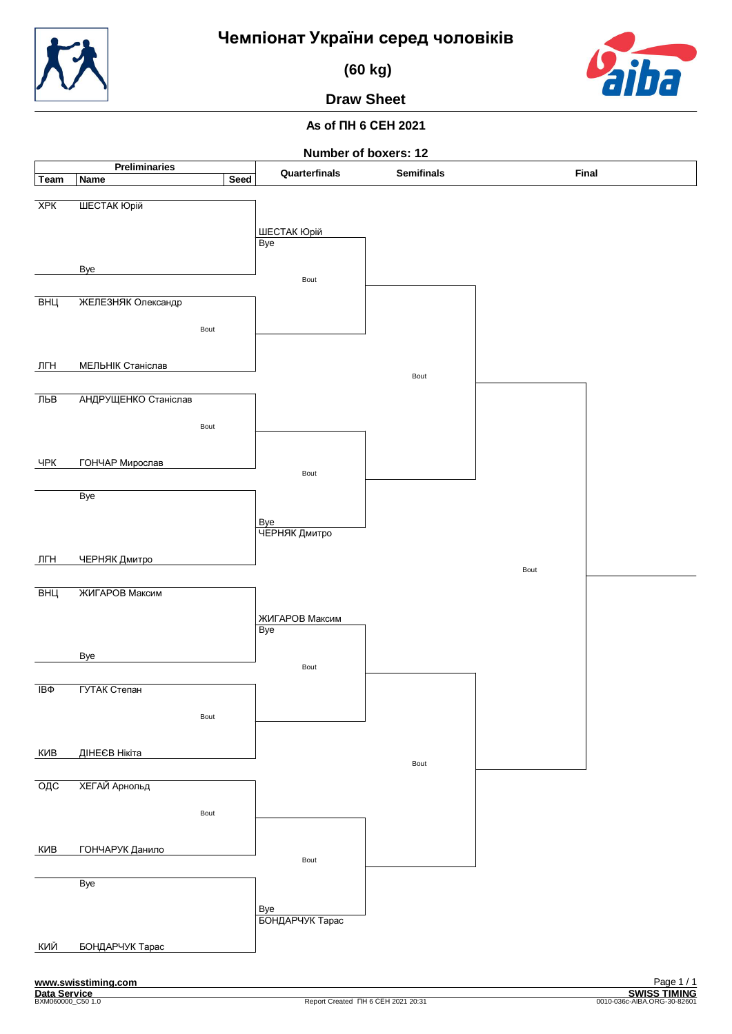# Чемпіонат України серед чоловіків

## (60 kg)

## Draw Sheet

**As of ПН 6 СЕН 2021**

**Number of boxers: 12**

| Team | Name | Seed | Quarterfinals | Semifinals | Final |
|---|---|---|---|---|---|
| ХРК | ШЕСТАК Юрій | | ШЕСТАК Юрій / Bye | | |
| | Bye | | | | |
| ВНЦ | ЖЕЛЕЗНЯК Олександр | | Bout | Bout | |
| ЛГН | МЕЛЬНІК Станіслав | | | | |
| ЛЬВ | АНДРУЩЕНКО Станіслав | | Bout | | |
| ЧРК | ГОНЧАР Мирослав | | | | |
| | Bye | | Bye / ЧЕРНЯК Дмитро | | |
| ЛГН | ЧЕРНЯК Дмитро | | | | Bout |
| ВНЦ | ЖИГАРОВ Максим | | ЖИГАРОВ Максим / Bye | | |
| | Bye | | | | |
| ІВФ | ГУТАК Степан | | Bout | Bout | |
| КИВ | ДІНЕЄВ Нікіта | | | | |
| ОДС | ХЕГАЙ Арнольд | | Bout | | |
| КИВ | ГОНЧАРУК Данило | | | | |
| | Bye | | Bye / БОНДАРЧУК Тарас | | |
| КИЙ | БОНДАРЧУК Тарас | | | | |

Preliminaries bouts: ЖЕЛЕЗНЯК Олександр vs МЕЛЬНІК Станіслав (Bout); АНДРУЩЕНКО Станіслав vs ГОНЧАР Мирослав (Bout); ГУТАК Степан vs ДІНЕЄВ Нікіта (Bout); ХЕГАЙ Арнольд vs ГОНЧАРУК Данило (Bout).

www.swisstiming.com

Data Service

BXM060000_C50 1.0

Report Created ПН 6 СЕН 2021 20:31

SWISS TIMING

0010-036c-AIBA.ORG-30-82601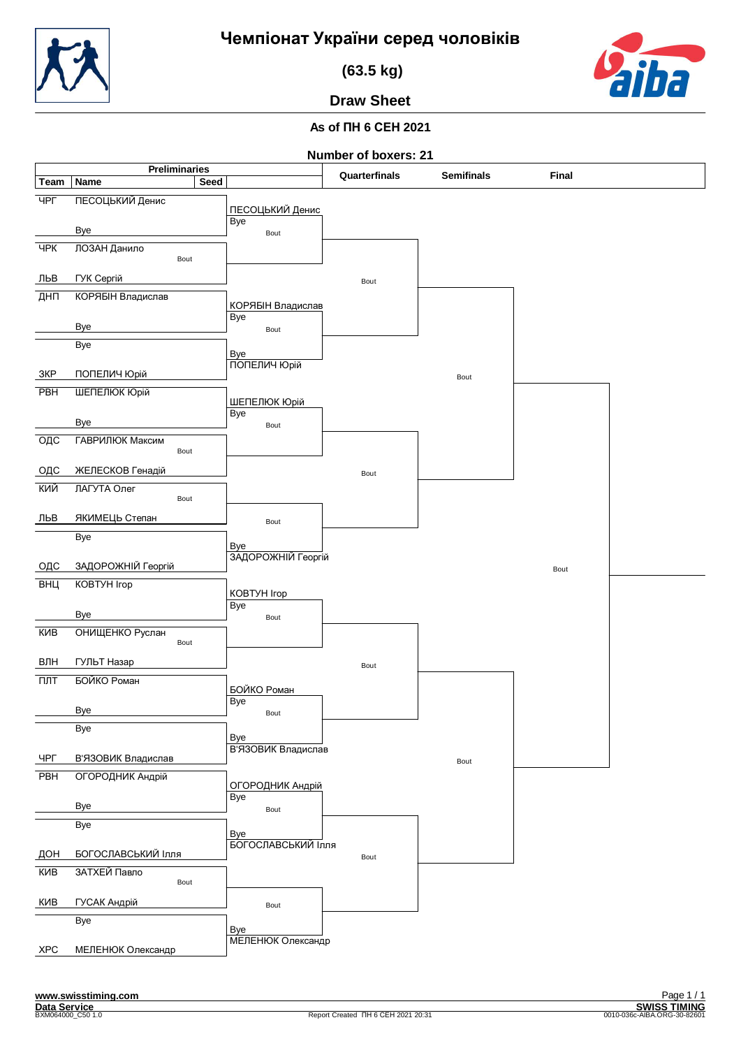# Чемпіонат України серед чоловіків

## (63.5 kg)

## Draw Sheet

### As of ПН 6 СЕН 2021

### Number of boxers: 21

**Preliminaries**

| Team | Name | Seed |
|---|---|---|
| ЧРГ | ПЕСОЦЬКИЙ Денис | |
| | Bye | |
| ЧРК | ЛОЗАН Данило | |
| ЛЬВ | ГУК Сергій | |
| ДНП | КОРЯБІН Владислав | |
| | Bye | |
| | Bye | |
| ЗКР | ПОПЕЛИЧ Юрій | |
| РВН | ШЕПЕЛЮК Юрій | |
| | Bye | |
| ОДС | ГАВРИЛЮК Максим | |
| ОДС | ЖЕЛЕСКОВ Генадій | |
| КИЙ | ЛАГУТА Олег | |
| ЛЬВ | ЯКИМЕЦЬ Степан | |
| | Bye | |
| ОДС | ЗАДОРОЖНІЙ Георгій | |
| ВНЦ | КОВТУН Ігор | |
| | Bye | |
| КИВ | ОНИЩЕНКО Руслан | |
| ВЛН | ГУЛЬТ Назар | |
| ПЛТ | БОЙКО Роман | |
| | Bye | |
| | Bye | |
| ЧРГ | В'ЯЗОВИК Владислав | |
| РВН | ОГОРОДНИК Андрій | |
| | Bye | |
| | Bye | |
| ДОН | БОГОСЛАВСЬКИЙ Ілля | |
| КИВ | ЗАТХЕЙ Павло | |
| КИВ | ГУСАК Андрій | |
| | Bye | |
| ХРС | МЕЛЕНЮК Олександр | |

**Round 2 (after Preliminaries)**

| Bout | Result |
|---|---|
| ПЕСОЦЬКИЙ Денис vs Bye | ПЕСОЦЬКИЙ Денис / Bye |
| ЛОЗАН Данило vs ГУК Сергій | Bout |
| КОРЯБІН Владислав vs Bye | КОРЯБІН Владислав / Bye |
| Bye vs ПОПЕЛИЧ Юрій | Bye / ПОПЕЛИЧ Юрій |
| ШЕПЕЛЮК Юрій vs Bye | ШЕПЕЛЮК Юрій / Bye |
| ГАВРИЛЮК Максим vs ЖЕЛЕСКОВ Генадій | Bout |
| ЛАГУТА Олег vs ЯКИМЕЦЬ Степан | Bout |
| Bye vs ЗАДОРОЖНІЙ Георгій | Bye / ЗАДОРОЖНІЙ Георгій |
| КОВТУН Ігор vs Bye | КОВТУН Ігор / Bye |
| ОНИЩЕНКО Руслан vs ГУЛЬТ Назар | Bout |
| БОЙКО Роман vs Bye | БОЙКО Роман / Bye |
| Bye vs В'ЯЗОВИК Владислав | Bye / В'ЯЗОВИК Владислав |
| ОГОРОДНИК Андрій vs Bye | ОГОРОДНИК Андрій / Bye |
| Bye vs БОГОСЛАВСЬКИЙ Ілля | Bye / БОГОСЛАВСЬКИЙ Ілля |
| ЗАТХЕЙ Павло vs ГУСАК Андрій | Bout |
| Bye vs МЕЛЕНЮК Олександр | Bye / МЕЛЕНЮК Олександр |

**Quarterfinals**: Bout, Bout, Bout, Bout

**Semifinals**: Bout, Bout

**Final**: Bout

www.swisstiming.com
Data Service
BXM064000_C50 1.0

Report Created ПН 6 СЕН 2021 20:31

SWISS TIMING
0010-036c-AIBA.ORG-30-82601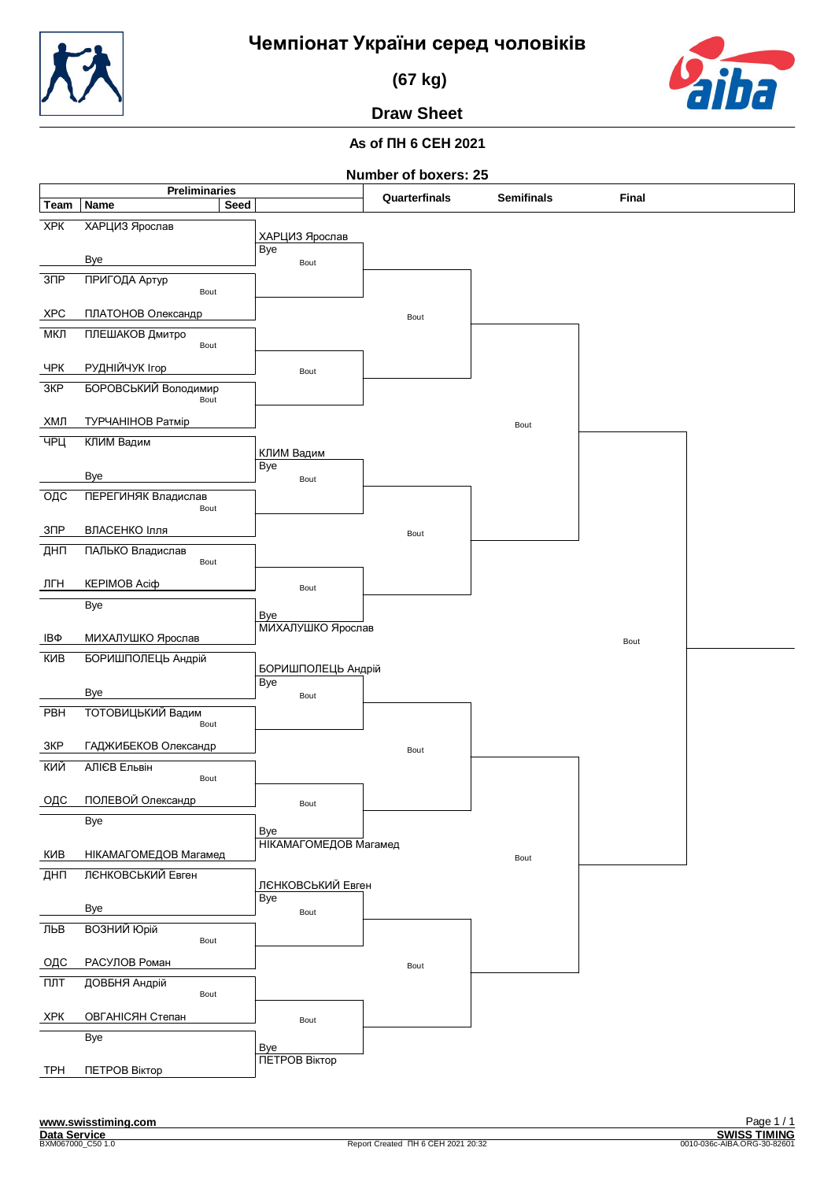# Чемпіонат України серед чоловіків

## (67 kg)

## Draw Sheet

**As of ПН 6 СЕН 2021**

**Number of boxers: 25**

### Preliminaries

| Team | Name | Seed | Preliminaries |
|---|---|---|---|
| ХРК | ХАРЦИЗ Ярослав | | ХАРЦИЗ Ярослав |
| | Bye | | |
| ЗПР | ПРИГОДА Артур | | Bout |
| ХРС | ПЛАТОНОВ Олександр | | |
| МКЛ | ПЛЕШАКОВ Дмитро | | Bout |
| ЧРК | РУДНІЙЧУК Ігор | | |
| ЗКР | БОРОВСЬКИЙ Володимир | | Bout |
| ХМЛ | ТУРЧАНІНОВ Ратмір | | |
| ЧРЦ | КЛИМ Вадим | | КЛИМ Вадим |
| | Bye | | |
| ОДС | ПЕРЕГИНЯК Владислав | | Bout |
| ЗПР | ВЛАСЕНКО Ілля | | |
| ДНП | ПАЛЬКО Владислав | | Bout |
| ЛГН | КЕРІМОВ Асіф | | |
| | Bye | | МИХАЛУШКО Ярослав |
| ІВФ | МИХАЛУШКО Ярослав | | |
| КИВ | БОРИШПОЛЕЦЬ Андрій | | БОРИШПОЛЕЦЬ Андрій |
| | Bye | | |
| РВН | ТОТОВИЦЬКИЙ Вадим | | Bout |
| ЗКР | ГАДЖИБЕКОВ Олександр | | |
| КИЙ | АЛІЄВ Ельвін | | Bout |
| ОДС | ПОЛЕВОЙ Олександр | | |
| | Bye | | НІКАМАГОМЕДОВ Магамед |
| КИВ | НІКАМАГОМЕДОВ Магамед | | |
| ДНП | ЛЄНКОВСЬКИЙ Евген | | ЛЄНКОВСЬКИЙ Евген |
| | Bye | | |
| ЛЬВ | ВОЗНИЙ Юрій | | Bout |
| ОДС | РАСУЛОВ Роман | | |
| ПЛТ | ДОВБНЯ Андрій | | Bout |
| ХРК | ОВГАНІСЯН Степан | | |
| | Bye | | ПЕТРОВ Віктор |
| ТРН | ПЕТРОВ Віктор | | |

### Round of 16

| Bout | Bout |
|---|---|
| ХАРЦИЗ Ярослав / Bye | Bout |
| Winner ПРИГОДА / ПЛАТОНОВ vs Winner ПЛЕШАКОВ / РУДНІЙЧУК | Bout |
| Winner БОРОВСЬКИЙ / ТУРЧАНІНОВ vs КЛИМ Вадим / Bye | Bout |
| Winner ПЕРЕГИНЯК / ВЛАСЕНКО vs Winner ПАЛЬКО / КЕРІМОВ | Bout |
| Bye / МИХАЛУШКО Ярослав vs БОРИШПОЛЕЦЬ Андрій / Bye | Bout |
| Winner ТОТОВИЦЬКИЙ / ГАДЖИБЕКОВ vs Winner АЛІЄВ / ПОЛЕВОЙ | Bout |
| Bye / НІКАМАГОМЕДОВ Магамед vs ЛЄНКОВСЬКИЙ Евген / Bye | Bout |
| Winner ВОЗНИЙ / РАСУЛОВ vs Winner ДОВБНЯ / ОВГАНІСЯН | Bout |
| Bye / ПЕТРОВ Віктор | Bout |

### Quarterfinals

| Quarterfinals |
|---|
| Bout |
| Bout |
| Bout |
| Bout |

### Semifinals

| Semifinals |
|---|
| Bout |
| Bout |

### Final

| Final |
|---|
| Bout |

www.swisstiming.com

Data Service

BXM067000_C50 1.0

Report Created ПН 6 СЕН 2021 20:32

SWISS TIMING

0010-036c-AIBA.ORG-30-82601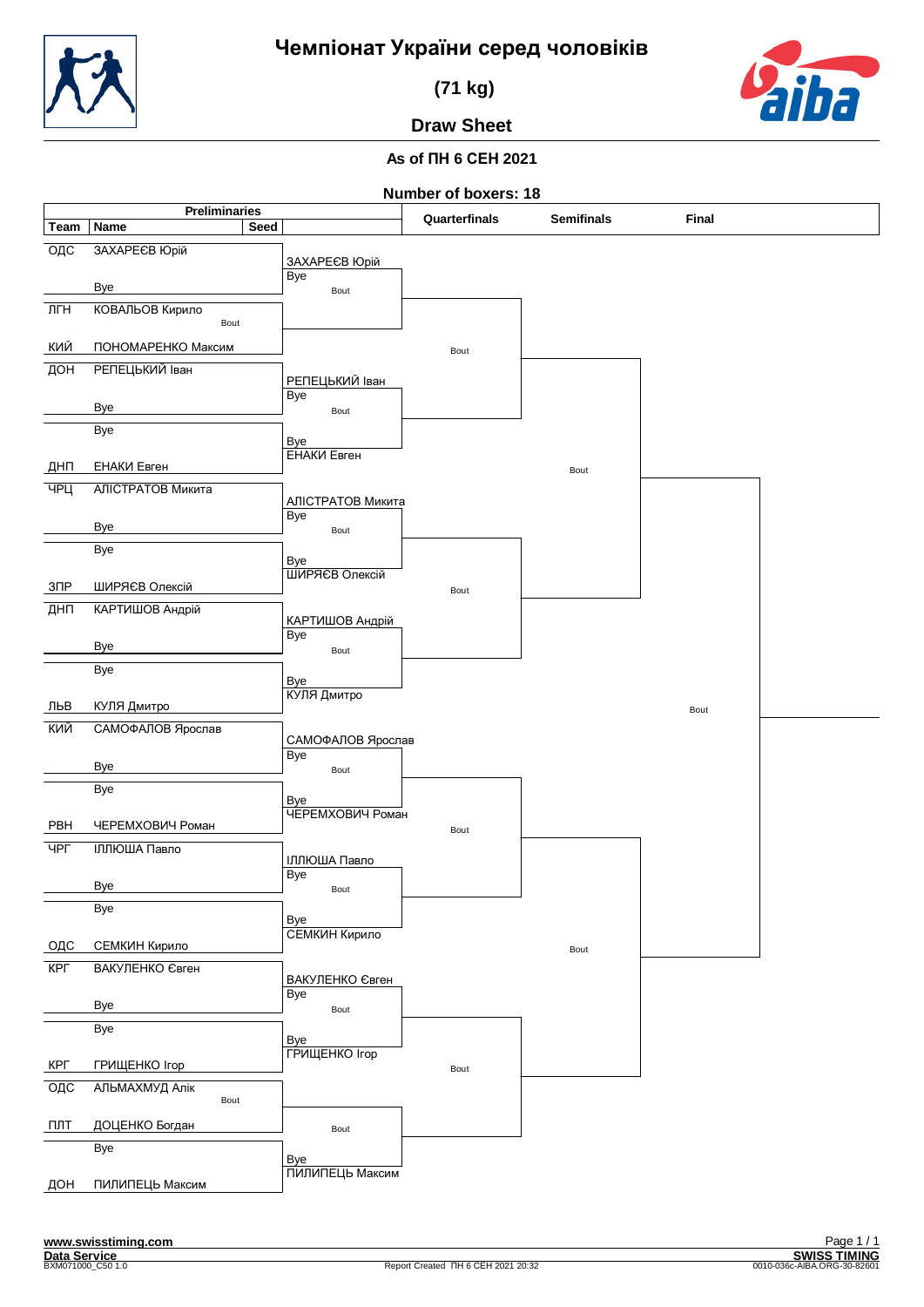# Чемпіонат України серед чоловіків

## (71 kg)

## Draw Sheet

**As of ПН 6 СЕН 2021**

**Number of boxers: 18**

### Preliminaries

| Team | Name | Seed |
|---|---|---|
| ОДС | ЗАХАРЕЄВ Юрій | |
| | Bye | |
| ЛГН | КОВАЛЬОВ Кирило | |
| КИЙ | ПОНОМАРЕНКО Максим | |
| ДОН | РЕПЕЦЬКИЙ Іван | |
| | Bye | |
| | Bye | |
| ДНП | ЕНАКИ Евген | |
| ЧРЦ | АЛІСТРАТОВ Микита | |
| | Bye | |
| | Bye | |
| ЗПР | ШИРЯЄВ Олексій | |
| ДНП | КАРТИШОВ Андрій | |
| | Bye | |
| | Bye | |
| ЛЬВ | КУЛЯ Дмитро | |
| КИЙ | САМОФАЛОВ Ярослав | |
| | Bye | |
| | Bye | |
| РВН | ЧЕРЕМХОВИЧ Роман | |
| ЧРГ | ІЛЛЮША Павло | |
| | Bye | |
| | Bye | |
| ОДС | СЕМКИН Кирило | |
| КРГ | ВАКУЛЕНКО Євген | |
| | Bye | |
| | Bye | |
| КРГ | ГРИЩЕНКО Ігор | |
| ОДС | АЛЬМАХМУД Алік | |
| ПЛТ | ДОЦЕНКО Богдан | |
| | Bye | |
| ДОН | ПИЛИПЕЦЬ Максим | |

Preliminary bouts: КОВАЛЬОВ Кирило vs ПОНОМАРЕНКО Максим — Bout; АЛЬМАХМУД Алік vs ДОЦЕНКО Богдан — Bout

### Round of 16

| Bout | Corner 1 | Corner 2 |
|---|---|---|
| Bout | ЗАХАРЕЄВ Юрій | Bye |
| Bout | РЕПЕЦЬКИЙ Іван | Bye |
| | Bye | ЕНАКИ Евген |
| Bout | АЛІСТРАТОВ Микита | Bye |
| | Bye | ШИРЯЄВ Олексій |
| Bout | КАРТИШОВ Андрій | Bye |
| | Bye | КУЛЯ Дмитро |
| Bout | САМОФАЛОВ Ярослав | Bye |
| | Bye | ЧЕРЕМХОВИЧ Роман |
| Bout | ІЛЛЮША Павло | Bye |
| | Bye | СЕМКИН Кирило |
| Bout | ВАКУЛЕНКО Євген | Bye |
| | Bye | ГРИЩЕНКО Ігор |
| Bout | | |
| | Bye | ПИЛИПЕЦЬ Максим |

### Quarterfinals

Bout | Bout | Bout | Bout

### Semifinals

Bout | Bout

### Final

Bout

www.swisstiming.com

Data Service

BXM071000_C50 1.0

Report Created ПН 6 СЕН 2021 20:32

SWISS TIMING

0010-036c-AIBA.ORG-30-82601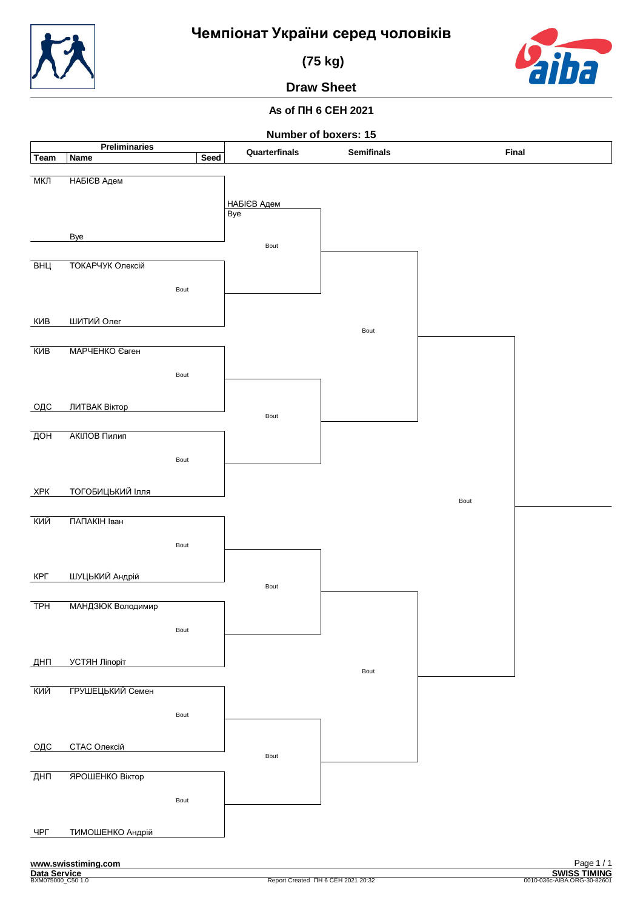# Чемпіонат України серед чоловіків

## (75 kg)

## Draw Sheet

**As of ПН 6 СЕН 2021**

**Number of boxers: 15**

| Team | Name | Seed | Quarterfinals | Semifinals | Final |
|---|---|---|---|---|---|
| МКЛ | НАБІЄВ Адем | | НАБІЄВ Адем Bye | | |
| | Bye | | | | |
| ВНЦ | ТОКАРЧУК Олексій | | | | |
| КИВ | ШИТИЙ Олег | | | | |
| КИВ | МАРЧЕНКО Євген | | | | |
| ОДС | ЛИТВАК Віктор | | | | |
| ДОН | АКІЛОВ Пилип | | | | |
| ХРК | ТОГОБИЦЬКИЙ Ілля | | | | |
| КИЙ | ПАПАКІН Іван | | | | |
| КРГ | ШУЦЬКИЙ Андрій | | | | |
| ТРН | МАНДЗЮК Володимир | | | | |
| ДНП | УСТЯН Ліпоріт | | | | |
| КИЙ | ГРУШЕЦЬКИЙ Семен | | | | |
| ОДС | СТАС Олексій | | | | |
| ДНП | ЯРОШЕНКО Віктор | | | | |
| ЧРГ | ТИМОШЕНКО Андрій | | | | |

www.swisstiming.com

Data Service

BXM075000_C50 1.0

Report Created ПН 6 СЕН 2021 20:32

SWISS TIMING

0010-036c-AIBA.ORG-30-82601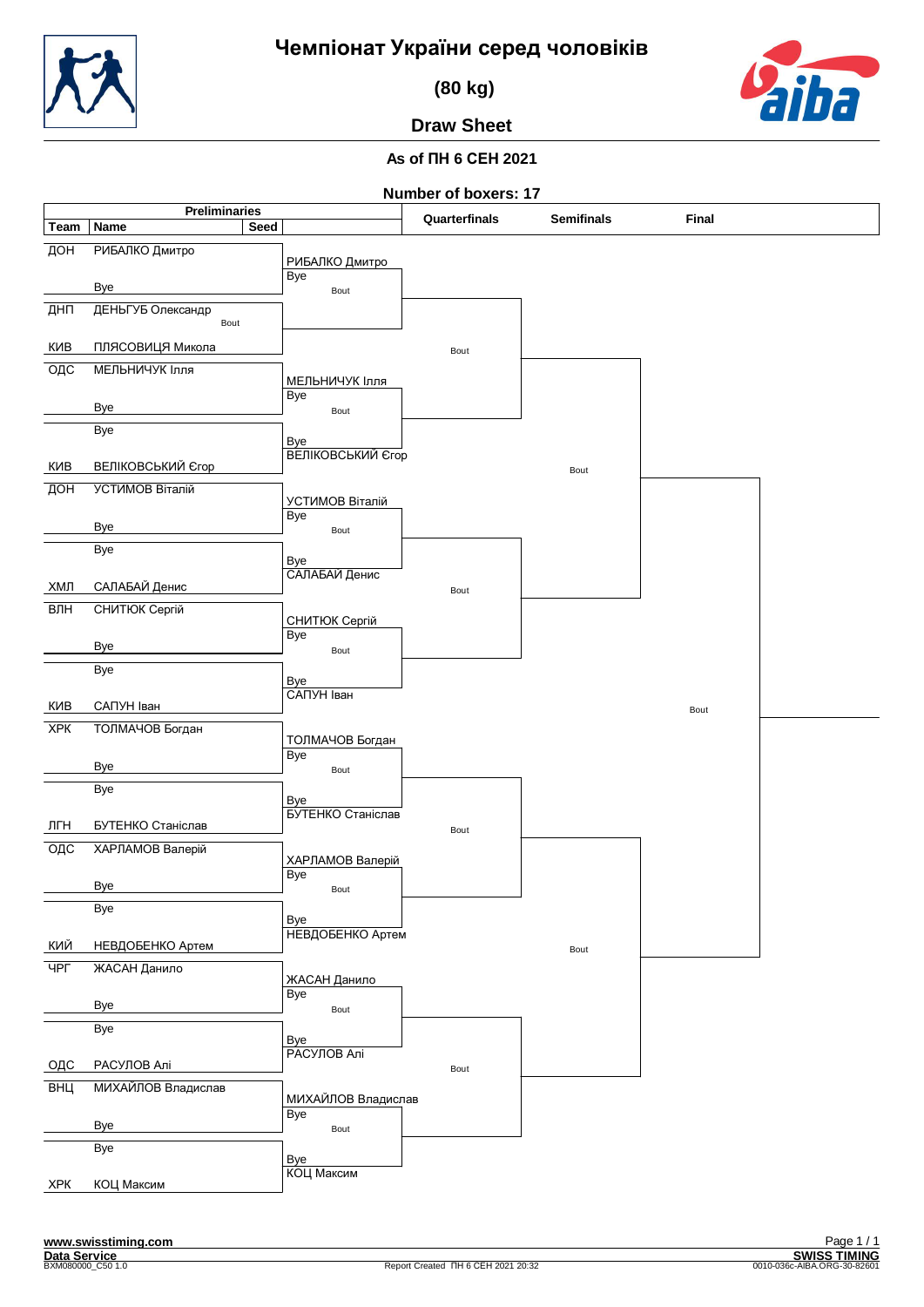# Чемпіонат України серед чоловіків

## (80 kg)

## Draw Sheet

**As of ПН 6 СЕН 2021**

**Number of boxers: 17**

### Preliminaries

| Team | Name | Seed | Preliminaries result |
|---|---|---|---|
| ДОН | РИБАЛКО Дмитро | | РИБАЛКО Дмитро |
| | Bye | | Bye (Bout) |
| ДНП | ДЕНЬГУБ Олександр | | Bout |
| КИВ | ПЛЯСОВИЦЯ Микола | | |
| ОДС | МЕЛЬНИЧУК Ілля | | МЕЛЬНИЧУК Ілля |
| | Bye | | Bye (Bout) |
| | Bye | | Bye |
| КИВ | ВЕЛІКОВСЬКИЙ Єгор | | ВЕЛІКОВСЬКИЙ Єгор |
| ДОН | УСТИМОВ Віталій | | УСТИМОВ Віталій |
| | Bye | | Bye (Bout) |
| | Bye | | Bye |
| ХМЛ | САЛАБАЙ Денис | | САЛАБАЙ Денис |
| ВЛН | СНИТЮК Сергій | | СНИТЮК Сергій |
| | Bye | | Bye (Bout) |
| | Bye | | Bye |
| КИВ | САПУН Іван | | САПУН Іван |
| ХРК | ТОЛМАЧОВ Богдан | | ТОЛМАЧОВ Богдан |
| | Bye | | Bye (Bout) |
| | Bye | | Bye |
| ЛГН | БУТЕНКО Станіслав | | БУТЕНКО Станіслав |
| ОДС | ХАРЛАМОВ Валерій | | ХАРЛАМОВ Валерій |
| | Bye | | Bye (Bout) |
| | Bye | | Bye |
| КИЙ | НЕВДОБЕНКО Артем | | НЕВДОБЕНКО Артем |
| ЧРГ | ЖАСАН Данило | | ЖАСАН Данило |
| | Bye | | Bye (Bout) |
| | Bye | | Bye |
| ОДС | РАСУЛОВ Алі | | РАСУЛОВ Алі |
| ВНЦ | МИХАЙЛОВ Владислав | | МИХАЙЛОВ Владислав |
| | Bye | | Bye (Bout) |
| | Bye | | Bye |
| ХРК | КОЦ Максим | | КОЦ Максим |

### Quarterfinals

| Bout | Pairing |
|---|---|
| Bout | РИБАЛКО Дмитро / Bye vs Winner ДЕНЬГУБ Олександр – ПЛЯСОВИЦЯ Микола |
| Bout | МЕЛЬНИЧУК Ілля / Bye vs Bye / ВЕЛІКОВСЬКИЙ Єгор |
| Bout | УСТИМОВ Віталій / Bye vs Bye / САЛАБАЙ Денис |
| Bout | СНИТЮК Сергій / Bye vs Bye / САПУН Іван |
| Bout | ТОЛМАЧОВ Богдан / Bye vs Bye / БУТЕНКО Станіслав |
| Bout | ХАРЛАМОВ Валерій / Bye vs Bye / НЕВДОБЕНКО Артем |
| Bout | ЖАСАН Данило / Bye vs Bye / РАСУЛОВ Алі |
| Bout | МИХАЙЛОВ Владислав / Bye vs Bye / КОЦ Максим |

### Semifinals

| Bout |
|---|
| Bout |
| Bout |
| Bout |
| Bout |

### Final

| Bout |
|---|
| Bout |

www.swisstiming.com
Data Service
BXM080000_C50 1.0
Report Created ПН 6 СЕН 2021 20:32
SWISS TIMING
0010-036c-AIBA.ORG-30-82601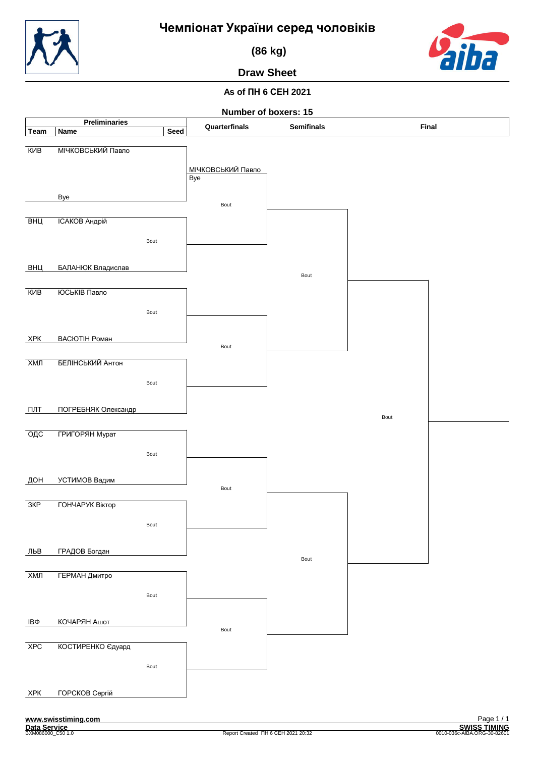# Чемпіонат України серед чоловіків

## (86 kg)

## Draw Sheet

**As of ПН 6 СЕН 2021**

**Number of boxers: 15**

| Team | Name | Seed |
|---|---|---|
| КИВ | МІЧКОВСЬКИЙ Павло | |
| | Bye | |
| ВНЦ | ІСАКОВ Андрій | |
| ВНЦ | БАЛАНЮК Владислав | |
| КИВ | ЮСЬКІВ Павло | |
| ХРК | ВАСЮТІН Роман | |
| ХМЛ | БЕЛІНСЬКИЙ Антон | |
| ПЛТ | ПОГРЕБНЯК Олександр | |
| ОДС | ГРИГОРЯН Мурат | |
| ДОН | УСТИМОВ Вадим | |
| ЗКР | ГОНЧАРУК Віктор | |
| ЛЬВ | ГРАДОВ Богдан | |
| ХМЛ | ГЕРМАН Дмитро | |
| ІВФ | КОЧАРЯН Ашот | |
| ХРС | КОСТИРЕНКО Єдуард | |
| ХРК | ГОРСКОВ Сергій | |

**Quarterfinals**

- МІЧКОВСЬКИЙ Павло / Bye — Bout
- Bout
- Bout
- Bout

**Semifinals**

- Bout
- Bout

**Final**

- Bout

www.swisstiming.com
Data Service
BXM086000_C50 1.0

Report Created ПН 6 СЕН 2021 20:32

SWISS TIMING
0010-036c-AIBA.ORG-30-82601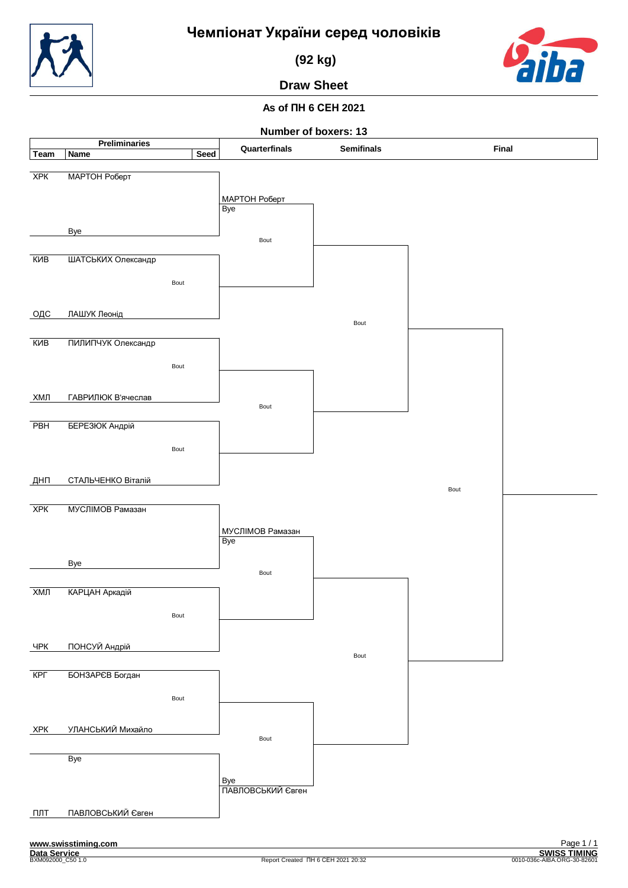# Чемпіонат України серед чоловіків

## (92 kg)

## Draw Sheet

**As of ПН 6 СЕН 2021**

**Number of boxers: 13**

### Preliminaries

| Team | Name | Seed |
|---|---|---|
| ХРК | МАРТОН Роберт | |
| | Bye | |
| КИВ | ШАТСЬКИХ Олександр | |
| ОДС | ЛАШУК Леонід | |
| КИВ | ПИЛИПЧУК Олександр | |
| ХМЛ | ГАВРИЛЮК В'ячеслав | |
| РВН | БЕРЕЗЮК Андрій | |
| ДНП | СТАЛЬЧЕНКО Віталій | |
| ХРК | МУСЛІМОВ Рамазан | |
| | Bye | |
| ХМЛ | КАРЦАН Аркадій | |
| ЧРК | ПОНСУЙ Андрій | |
| КРГ | БОНЗАРЄВ Богдан | |
| ХРК | УЛАНСЬКИЙ Михайло | |
| | Bye | |
| ПЛТ | ПАВЛОВСЬКИЙ Євген | |

### Quarterfinals

- МАРТОН Роберт — Bye
- Bout (ШАТСЬКИХ Олександр / ЛАШУК Леонід)
- Bout (ПИЛИПЧУК Олександр / ГАВРИЛЮК В'ячеслав)
- Bout (БЕРЕЗЮК Андрій / СТАЛЬЧЕНКО Віталій)
- МУСЛІМОВ Рамазан — Bye
- Bout (КАРЦАН Аркадій / ПОНСУЙ Андрій)
- Bout (БОНЗАРЄВ Богдан / УЛАНСЬКИЙ Михайло)
- Bye — ПАВЛОВСЬКИЙ Євген

### Semifinals

- Bout
- Bout
- Bout
- Bout

### Final

- Bout
- Bout
- Bout

www.swisstiming.com

Data Service

BXM092000_C50 1.0

Report Created ПН 6 СЕН 2021 20:32

SWISS TIMING

0010-036c-AIBA.ORG-30-82601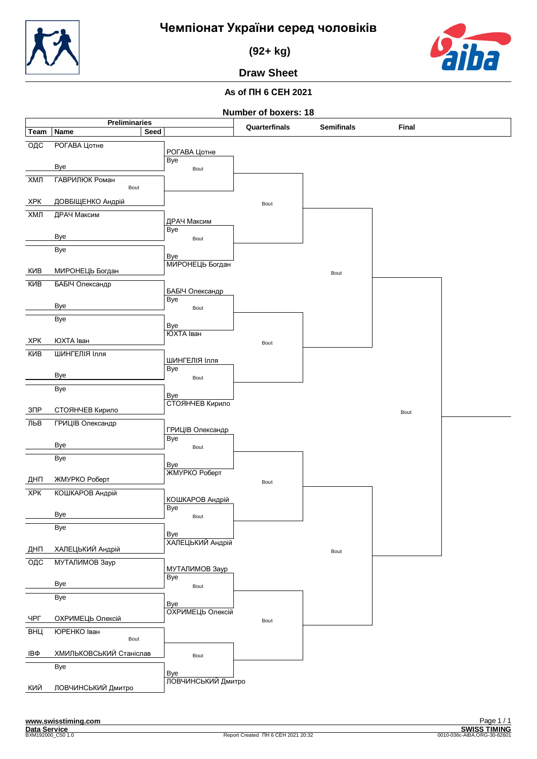# Чемпіонат України серед чоловіків

## (92+ kg)

## Draw Sheet

**As of ПН 6 СЕН 2021**

**Number of boxers: 18**

| Team | Name | Seed | Preliminaries |
|---|---|---|---|
| ОДС | РОГАВА Цотне | | РОГАВА Цотне |
| | Bye | | Bye |
| ХМЛ | ГАВРИЛЮК Роман | | Bout |
| ХРК | ДОВБІЩЕНКО Андрій | | |
| ХМЛ | ДРАЧ Максим | | ДРАЧ Максим |
| | Bye | | Bye |
| | Bye | | Bye |
| КИВ | МИРОНЕЦЬ Богдан | | МИРОНЕЦЬ Богдан |
| КИВ | БАБІЧ Олександр | | БАБІЧ Олександр |
| | Bye | | Bye |
| | Bye | | Bye |
| ХРК | ЮХТА Іван | | ЮХТА Іван |
| КИВ | ШИНГЕЛІЯ Ілля | | ШИНГЕЛІЯ Ілля |
| | Bye | | Bye |
| | Bye | | Bye |
| ЗПР | СТОЯНЧЕВ Кирило | | СТОЯНЧЕВ Кирило |
| ЛЬВ | ГРИЦІВ Олександр | | ГРИЦІВ Олександр |
| | Bye | | Bye |
| | Bye | | Bye |
| ДНП | ЖМУРКО Роберт | | ЖМУРКО Роберт |
| ХРК | КОШКАРОВ Андрій | | КОШКАРОВ Андрій |
| | Bye | | Bye |
| | Bye | | Bye |
| ДНП | ХАЛЕЦЬКИЙ Андрій | | ХАЛЕЦЬКИЙ Андрій |
| ОДС | МУТАЛИМОВ Заур | | МУТАЛИМОВ Заур |
| | Bye | | Bye |
| | Bye | | Bye |
| ЧРГ | ОХРИМЕЦЬ Олексій | | ОХРИМЕЦЬ Олексій |
| ВНЦ | ЮРЕНКО Іван | | Bout |
| ІВФ | ХМИЛЬКОВСЬКИЙ Станіслав | | |
| | Bye | | Bye |
| КИЙ | ЛОВЧИНСЬКИЙ Дмитро | | ЛОВЧИНСЬКИЙ Дмитро |

Quarterfinals: Bout (РОГАВА Цотне / Bout winner ГАВРИЛЮК Роман vs ДОВБІЩЕНКО Андрій vs ДРАЧ Максим / МИРОНЕЦЬ Богдан), Bout (БАБІЧ Олександр / ЮХТА Іван vs ШИНГЕЛІЯ Ілля / СТОЯНЧЕВ Кирило), Bout (ГРИЦІВ Олександр / ЖМУРКО Роберт vs КОШКАРОВ Андрій / ХАЛЕЦЬКИЙ Андрій), Bout (МУТАЛИМОВ Заур / ОХРИМЕЦЬ Олексій vs Bout winner ЮРЕНКО Іван vs ХМИЛЬКОВСЬКИЙ Станіслав / ЛОВЧИНСЬКИЙ Дмитро)

Semifinals: Bout, Bout

Final: Bout

www.swisstiming.com
Data Service
BXM192000_C50 1.0
Report Created ПН 6 СЕН 2021 20:32
SWISS TIMING
0010-036c-AIBA.ORG-30-82601